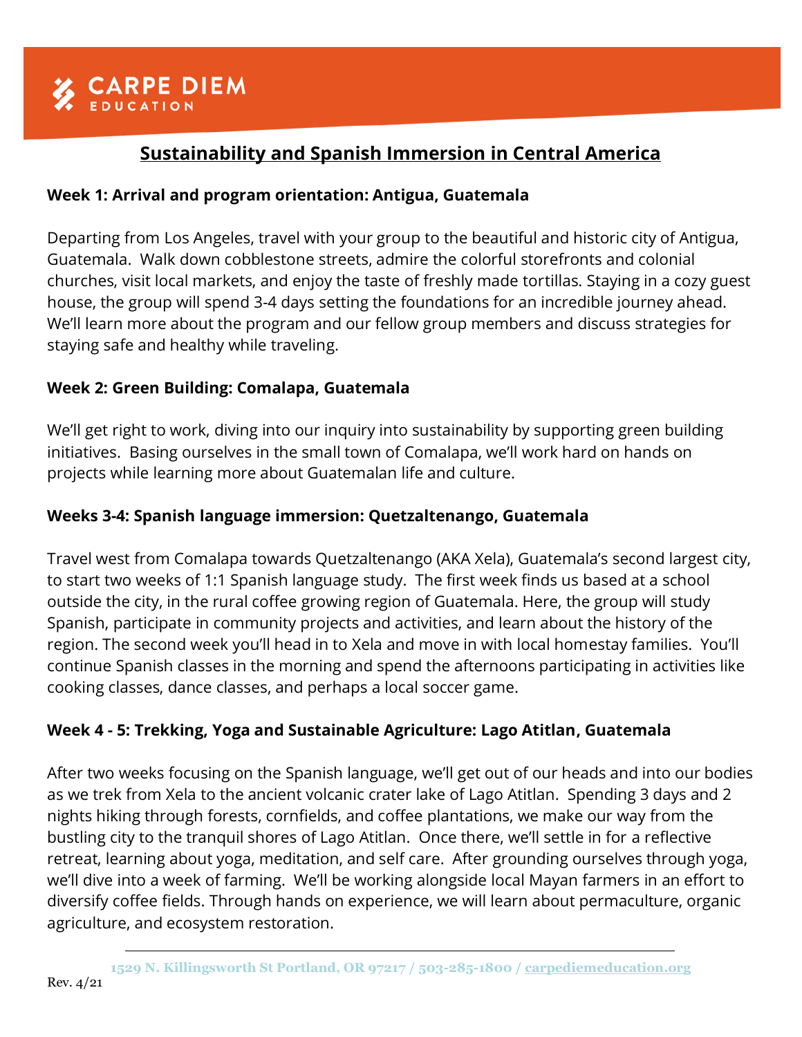CARPE DIEM EDUCATION

# Sustainability and Spanish Immersion in Central America

**Week 1: Arrival and program orientation: Antigua, Guatemala**

Departing from Los Angeles, travel with your group to the beautiful and historic city of Antigua, Guatemala. Walk down cobblestone streets, admire the colorful storefronts and colonial churches, visit local markets, and enjoy the taste of freshly made tortillas. Staying in a cozy guest house, the group will spend 3-4 days setting the foundations for an incredible journey ahead. We'll learn more about the program and our fellow group members and discuss strategies for staying safe and healthy while traveling.

**Week 2: Green Building: Comalapa, Guatemala**

We'll get right to work, diving into our inquiry into sustainability by supporting green building initiatives. Basing ourselves in the small town of Comalapa, we'll work hard on hands on projects while learning more about Guatemalan life and culture.

**Weeks 3-4: Spanish language immersion: Quetzaltenango, Guatemala**

Travel west from Comalapa towards Quetzaltenango (AKA Xela), Guatemala's second largest city, to start two weeks of 1:1 Spanish language study. The first week finds us based at a school outside the city, in the rural coffee growing region of Guatemala. Here, the group will study Spanish, participate in community projects and activities, and learn about the history of the region. The second week you'll head in to Xela and move in with local homestay families. You'll continue Spanish classes in the morning and spend the afternoons participating in activities like cooking classes, dance classes, and perhaps a local soccer game.

**Week 4 - 5: Trekking, Yoga and Sustainable Agriculture: Lago Atitlan, Guatemala**

After two weeks focusing on the Spanish language, we'll get out of our heads and into our bodies as we trek from Xela to the ancient volcanic crater lake of Lago Atitlan. Spending 3 days and 2 nights hiking through forests, cornfields, and coffee plantations, we make our way from the bustling city to the tranquil shores of Lago Atitlan. Once there, we'll settle in for a reflective retreat, learning about yoga, meditation, and self care. After grounding ourselves through yoga, we'll dive into a week of farming. We'll be working alongside local Mayan farmers in an effort to diversify coffee fields. Through hands on experience, we will learn about permaculture, organic agriculture, and ecosystem restoration.

1529 N. Killingsworth St Portland, OR 97217 / 503-285-1800 / carpediemeducation.org

Rev. 4/21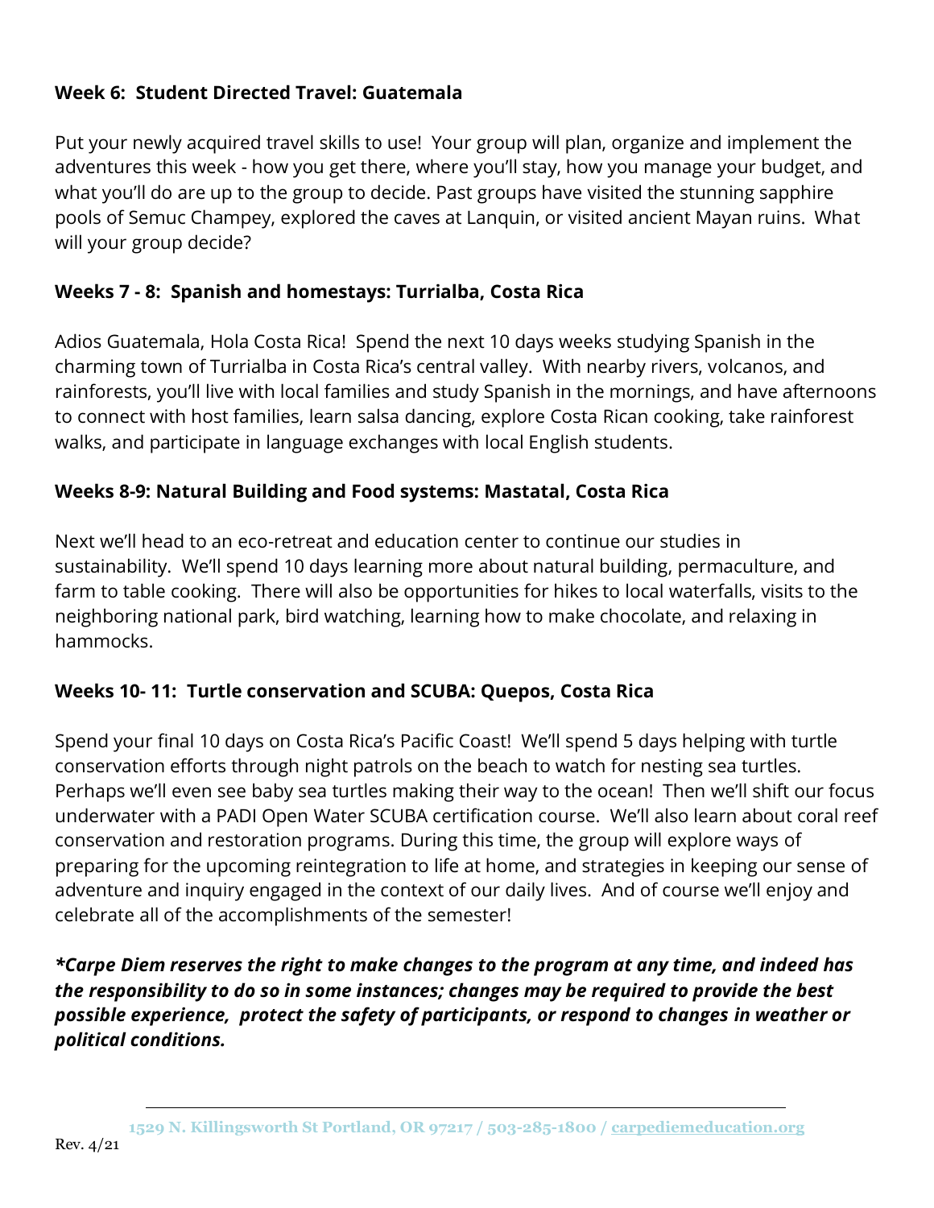**Week 6: Student Directed Travel: Guatemala**

Put your newly acquired travel skills to use! Your group will plan, organize and implement the adventures this week - how you get there, where you'll stay, how you manage your budget, and what you'll do are up to the group to decide. Past groups have visited the stunning sapphire pools of Semuc Champey, explored the caves at Lanquin, or visited ancient Mayan ruins. What will your group decide?

**Weeks 7 - 8: Spanish and homestays: Turrialba, Costa Rica**

Adios Guatemala, Hola Costa Rica! Spend the next 10 days weeks studying Spanish in the charming town of Turrialba in Costa Rica's central valley. With nearby rivers, volcanos, and rainforests, you'll live with local families and study Spanish in the mornings, and have afternoons to connect with host families, learn salsa dancing, explore Costa Rican cooking, take rainforest walks, and participate in language exchanges with local English students.

**Weeks 8-9: Natural Building and Food systems: Mastatal, Costa Rica**

Next we'll head to an eco-retreat and education center to continue our studies in sustainability. We'll spend 10 days learning more about natural building, permaculture, and farm to table cooking. There will also be opportunities for hikes to local waterfalls, visits to the neighboring national park, bird watching, learning how to make chocolate, and relaxing in hammocks.

**Weeks 10- 11: Turtle conservation and SCUBA: Quepos, Costa Rica**

Spend your final 10 days on Costa Rica's Pacific Coast! We'll spend 5 days helping with turtle conservation efforts through night patrols on the beach to watch for nesting sea turtles. Perhaps we'll even see baby sea turtles making their way to the ocean! Then we'll shift our focus underwater with a PADI Open Water SCUBA certification course. We'll also learn about coral reef conservation and restoration programs. During this time, the group will explore ways of preparing for the upcoming reintegration to life at home, and strategies in keeping our sense of adventure and inquiry engaged in the context of our daily lives. And of course we'll enjoy and celebrate all of the accomplishments of the semester!

***\*Carpe Diem reserves the right to make changes to the program at any time, and indeed has the responsibility to do so in some instances; changes may be required to provide the best possible experience, protect the safety of participants, or respond to changes in weather or political conditions.***

1529 N. Killingsworth St Portland, OR 97217 / 503-285-1800 / carpediemeducation.org

Rev. 4/21